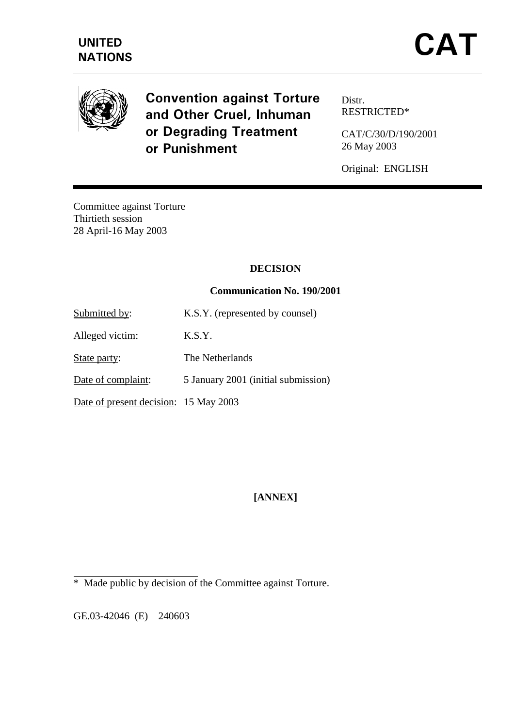**UNITED NATIONS**

# CAT

## Convention against Torture and Other Cruel, Inhuman or Degrading Treatment or Punishment

Distr.
RESTRICTED*

CAT/C/30/D/190/2001
26 May 2003

Original: ENGLISH

Committee against Torture
Thirtieth session
28 April-16 May 2003

**DECISION**

**Communication No. 190/2001**

Submitted by: K.S.Y. (represented by counsel)

Alleged victim: K.S.Y.

State party: The Netherlands

Date of complaint: 5 January 2001 (initial submission)

Date of present decision: 15 May 2003

**[ANNEX]**

---

\* Made public by decision of the Committee against Torture.

GE.03-42046 (E) 240603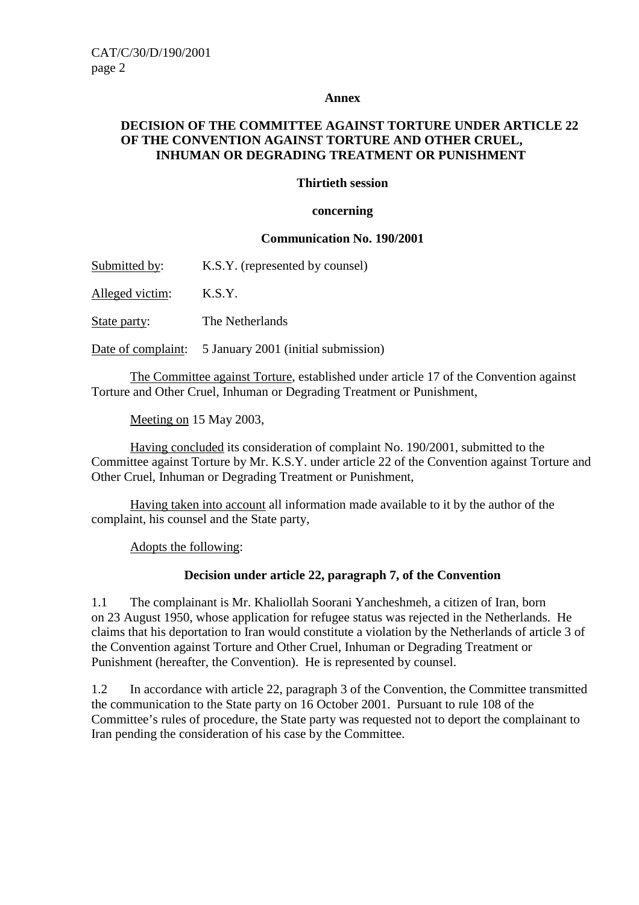**Annex**

**DECISION OF THE COMMITTEE AGAINST TORTURE UNDER ARTICLE 22 OF THE CONVENTION AGAINST TORTURE AND OTHER CRUEL, INHUMAN OR DEGRADING TREATMENT OR PUNISHMENT**

**Thirtieth session**

**concerning**

**Communication No. 190/2001**

Submitted by: K.S.Y. (represented by counsel)

Alleged victim: K.S.Y.

State party: The Netherlands

Date of complaint: 5 January 2001 (initial submission)

The Committee against Torture, established under article 17 of the Convention against Torture and Other Cruel, Inhuman or Degrading Treatment or Punishment,

Meeting on 15 May 2003,

Having concluded its consideration of complaint No. 190/2001, submitted to the Committee against Torture by Mr. K.S.Y. under article 22 of the Convention against Torture and Other Cruel, Inhuman or Degrading Treatment or Punishment,

Having taken into account all information made available to it by the author of the complaint, his counsel and the State party,

Adopts the following:

**Decision under article 22, paragraph 7, of the Convention**

1.1 The complainant is Mr. Khaliollah Soorani Yancheshmeh, a citizen of Iran, born on 23 August 1950, whose application for refugee status was rejected in the Netherlands. He claims that his deportation to Iran would constitute a violation by the Netherlands of article 3 of the Convention against Torture and Other Cruel, Inhuman or Degrading Treatment or Punishment (hereafter, the Convention). He is represented by counsel.

1.2 In accordance with article 22, paragraph 3 of the Convention, the Committee transmitted the communication to the State party on 16 October 2001. Pursuant to rule 108 of the Committee's rules of procedure, the State party was requested not to deport the complainant to Iran pending the consideration of his case by the Committee.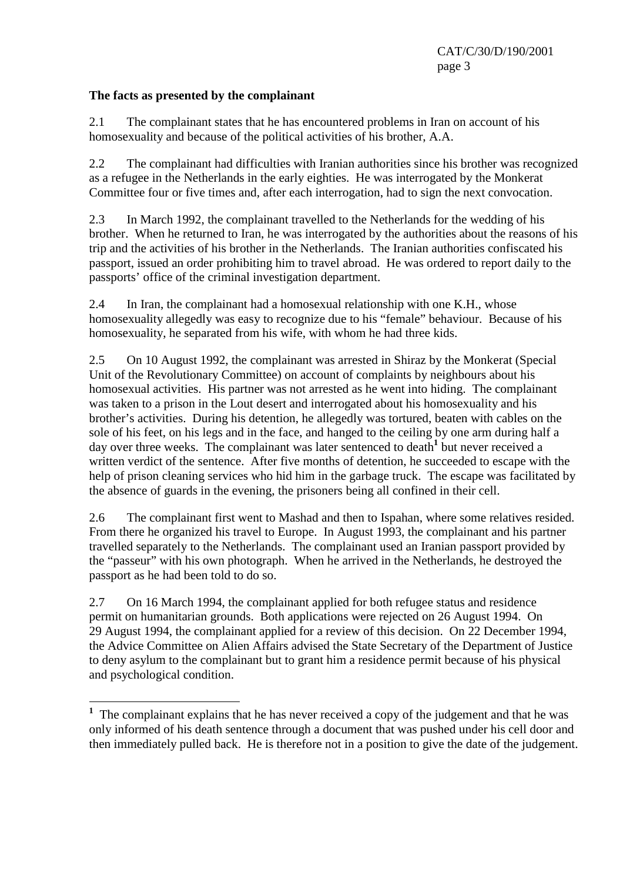**The facts as presented by the complainant**

2.1 The complainant states that he has encountered problems in Iran on account of his homosexuality and because of the political activities of his brother, A.A.

2.2 The complainant had difficulties with Iranian authorities since his brother was recognized as a refugee in the Netherlands in the early eighties. He was interrogated by the Monkerat Committee four or five times and, after each interrogation, had to sign the next convocation.

2.3 In March 1992, the complainant travelled to the Netherlands for the wedding of his brother. When he returned to Iran, he was interrogated by the authorities about the reasons of his trip and the activities of his brother in the Netherlands. The Iranian authorities confiscated his passport, issued an order prohibiting him to travel abroad. He was ordered to report daily to the passports' office of the criminal investigation department.

2.4 In Iran, the complainant had a homosexual relationship with one K.H., whose homosexuality allegedly was easy to recognize due to his "female" behaviour. Because of his homosexuality, he separated from his wife, with whom he had three kids.

2.5 On 10 August 1992, the complainant was arrested in Shiraz by the Monkerat (Special Unit of the Revolutionary Committee) on account of complaints by neighbours about his homosexual activities. His partner was not arrested as he went into hiding. The complainant was taken to a prison in the Lout desert and interrogated about his homosexuality and his brother's activities. During his detention, he allegedly was tortured, beaten with cables on the sole of his feet, on his legs and in the face, and hanged to the ceiling by one arm during half a day over three weeks. The complainant was later sentenced to death[1] but never received a written verdict of the sentence. After five months of detention, he succeeded to escape with the help of prison cleaning services who hid him in the garbage truck. The escape was facilitated by the absence of guards in the evening, the prisoners being all confined in their cell.

2.6 The complainant first went to Mashad and then to Ispahan, where some relatives resided. From there he organized his travel to Europe. In August 1993, the complainant and his partner travelled separately to the Netherlands. The complainant used an Iranian passport provided by the "passeur" with his own photograph. When he arrived in the Netherlands, he destroyed the passport as he had been told to do so.

2.7 On 16 March 1994, the complainant applied for both refugee status and residence permit on humanitarian grounds. Both applications were rejected on 26 August 1994. On 29 August 1994, the complainant applied for a review of this decision. On 22 December 1994, the Advice Committee on Alien Affairs advised the State Secretary of the Department of Justice to deny asylum to the complainant but to grant him a residence permit because of his physical and psychological condition.

---

[1] The complainant explains that he has never received a copy of the judgement and that he was only informed of his death sentence through a document that was pushed under his cell door and then immediately pulled back. He is therefore not in a position to give the date of the judgement.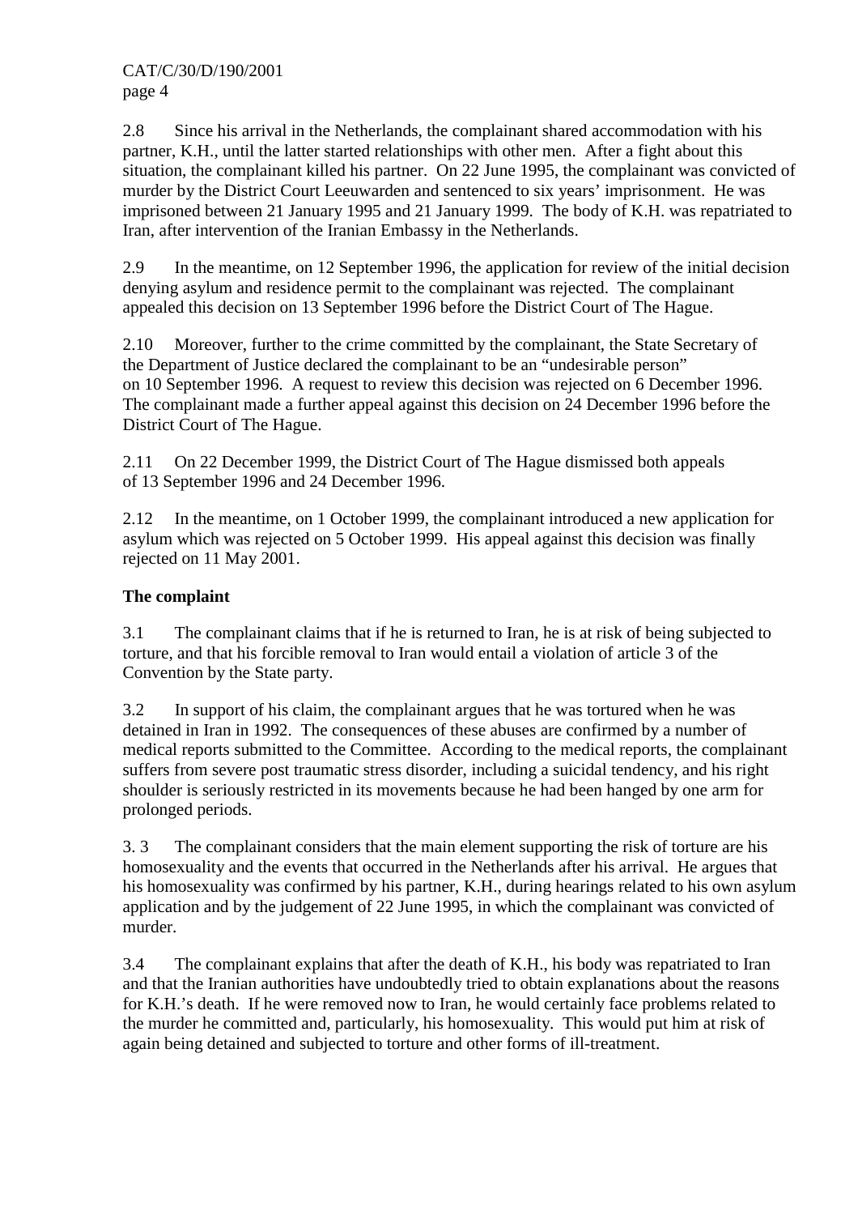2.8 Since his arrival in the Netherlands, the complainant shared accommodation with his partner, K.H., until the latter started relationships with other men. After a fight about this situation, the complainant killed his partner. On 22 June 1995, the complainant was convicted of murder by the District Court Leeuwarden and sentenced to six years' imprisonment. He was imprisoned between 21 January 1995 and 21 January 1999. The body of K.H. was repatriated to Iran, after intervention of the Iranian Embassy in the Netherlands.

2.9 In the meantime, on 12 September 1996, the application for review of the initial decision denying asylum and residence permit to the complainant was rejected. The complainant appealed this decision on 13 September 1996 before the District Court of The Hague.

2.10 Moreover, further to the crime committed by the complainant, the State Secretary of the Department of Justice declared the complainant to be an "undesirable person" on 10 September 1996. A request to review this decision was rejected on 6 December 1996. The complainant made a further appeal against this decision on 24 December 1996 before the District Court of The Hague.

2.11 On 22 December 1999, the District Court of The Hague dismissed both appeals of 13 September 1996 and 24 December 1996.

2.12 In the meantime, on 1 October 1999, the complainant introduced a new application for asylum which was rejected on 5 October 1999. His appeal against this decision was finally rejected on 11 May 2001.

**The complaint**

3.1 The complainant claims that if he is returned to Iran, he is at risk of being subjected to torture, and that his forcible removal to Iran would entail a violation of article 3 of the Convention by the State party.

3.2 In support of his claim, the complainant argues that he was tortured when he was detained in Iran in 1992. The consequences of these abuses are confirmed by a number of medical reports submitted to the Committee. According to the medical reports, the complainant suffers from severe post traumatic stress disorder, including a suicidal tendency, and his right shoulder is seriously restricted in its movements because he had been hanged by one arm for prolonged periods.

3. 3 The complainant considers that the main element supporting the risk of torture are his homosexuality and the events that occurred in the Netherlands after his arrival. He argues that his homosexuality was confirmed by his partner, K.H., during hearings related to his own asylum application and by the judgement of 22 June 1995, in which the complainant was convicted of murder.

3.4 The complainant explains that after the death of K.H., his body was repatriated to Iran and that the Iranian authorities have undoubtedly tried to obtain explanations about the reasons for K.H.'s death. If he were removed now to Iran, he would certainly face problems related to the murder he committed and, particularly, his homosexuality. This would put him at risk of again being detained and subjected to torture and other forms of ill-treatment.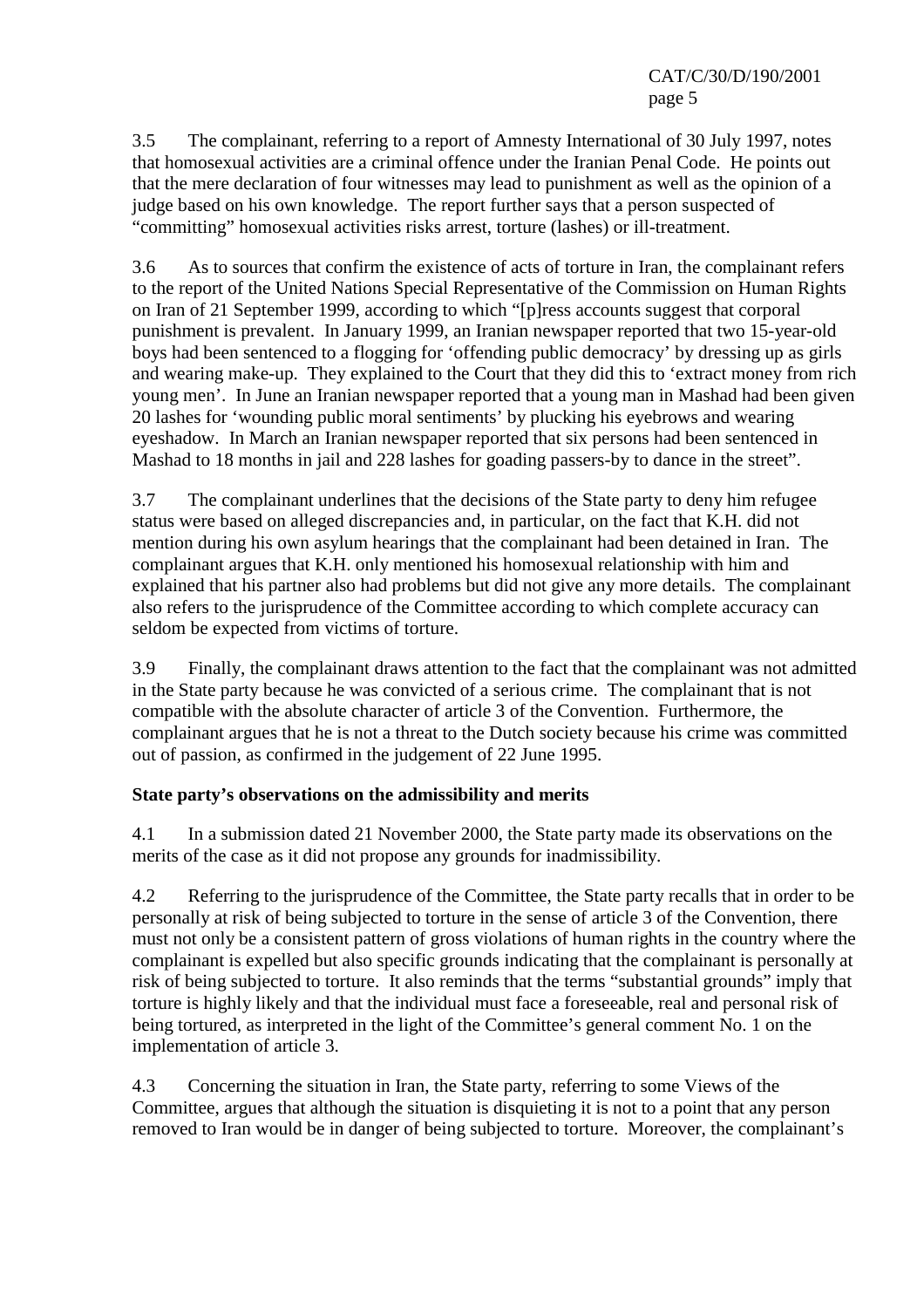3.5 The complainant, referring to a report of Amnesty International of 30 July 1997, notes that homosexual activities are a criminal offence under the Iranian Penal Code. He points out that the mere declaration of four witnesses may lead to punishment as well as the opinion of a judge based on his own knowledge. The report further says that a person suspected of "committing" homosexual activities risks arrest, torture (lashes) or ill-treatment.

3.6 As to sources that confirm the existence of acts of torture in Iran, the complainant refers to the report of the United Nations Special Representative of the Commission on Human Rights on Iran of 21 September 1999, according to which "[p]ress accounts suggest that corporal punishment is prevalent. In January 1999, an Iranian newspaper reported that two 15-year-old boys had been sentenced to a flogging for 'offending public democracy' by dressing up as girls and wearing make-up. They explained to the Court that they did this to 'extract money from rich young men'. In June an Iranian newspaper reported that a young man in Mashad had been given 20 lashes for 'wounding public moral sentiments' by plucking his eyebrows and wearing eyeshadow. In March an Iranian newspaper reported that six persons had been sentenced in Mashad to 18 months in jail and 228 lashes for goading passers-by to dance in the street".

3.7 The complainant underlines that the decisions of the State party to deny him refugee status were based on alleged discrepancies and, in particular, on the fact that K.H. did not mention during his own asylum hearings that the complainant had been detained in Iran. The complainant argues that K.H. only mentioned his homosexual relationship with him and explained that his partner also had problems but did not give any more details. The complainant also refers to the jurisprudence of the Committee according to which complete accuracy can seldom be expected from victims of torture.

3.9 Finally, the complainant draws attention to the fact that the complainant was not admitted in the State party because he was convicted of a serious crime. The complainant that is not compatible with the absolute character of article 3 of the Convention. Furthermore, the complainant argues that he is not a threat to the Dutch society because his crime was committed out of passion, as confirmed in the judgement of 22 June 1995.

**State party's observations on the admissibility and merits**

4.1 In a submission dated 21 November 2000, the State party made its observations on the merits of the case as it did not propose any grounds for inadmissibility.

4.2 Referring to the jurisprudence of the Committee, the State party recalls that in order to be personally at risk of being subjected to torture in the sense of article 3 of the Convention, there must not only be a consistent pattern of gross violations of human rights in the country where the complainant is expelled but also specific grounds indicating that the complainant is personally at risk of being subjected to torture. It also reminds that the terms "substantial grounds" imply that torture is highly likely and that the individual must face a foreseeable, real and personal risk of being tortured, as interpreted in the light of the Committee's general comment No. 1 on the implementation of article 3.

4.3 Concerning the situation in Iran, the State party, referring to some Views of the Committee, argues that although the situation is disquieting it is not to a point that any person removed to Iran would be in danger of being subjected to torture. Moreover, the complainant's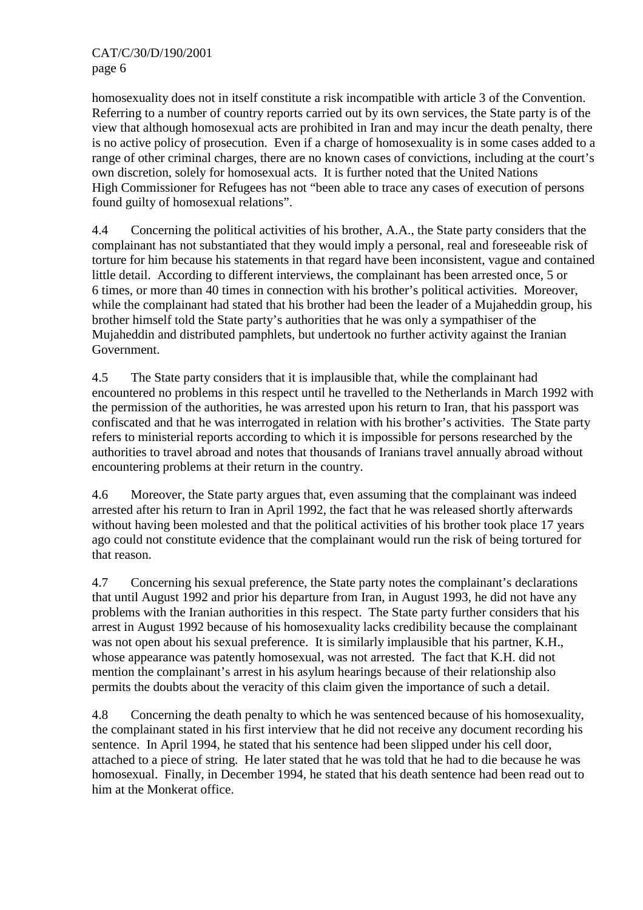homosexuality does not in itself constitute a risk incompatible with article 3 of the Convention. Referring to a number of country reports carried out by its own services, the State party is of the view that although homosexual acts are prohibited in Iran and may incur the death penalty, there is no active policy of prosecution. Even if a charge of homosexuality is in some cases added to a range of other criminal charges, there are no known cases of convictions, including at the court's own discretion, solely for homosexual acts. It is further noted that the United Nations High Commissioner for Refugees has not "been able to trace any cases of execution of persons found guilty of homosexual relations".

4.4 Concerning the political activities of his brother, A.A., the State party considers that the complainant has not substantiated that they would imply a personal, real and foreseeable risk of torture for him because his statements in that regard have been inconsistent, vague and contained little detail. According to different interviews, the complainant has been arrested once, 5 or 6 times, or more than 40 times in connection with his brother's political activities. Moreover, while the complainant had stated that his brother had been the leader of a Mujaheddin group, his brother himself told the State party's authorities that he was only a sympathiser of the Mujaheddin and distributed pamphlets, but undertook no further activity against the Iranian Government.

4.5 The State party considers that it is implausible that, while the complainant had encountered no problems in this respect until he travelled to the Netherlands in March 1992 with the permission of the authorities, he was arrested upon his return to Iran, that his passport was confiscated and that he was interrogated in relation with his brother's activities. The State party refers to ministerial reports according to which it is impossible for persons researched by the authorities to travel abroad and notes that thousands of Iranians travel annually abroad without encountering problems at their return in the country.

4.6 Moreover, the State party argues that, even assuming that the complainant was indeed arrested after his return to Iran in April 1992, the fact that he was released shortly afterwards without having been molested and that the political activities of his brother took place 17 years ago could not constitute evidence that the complainant would run the risk of being tortured for that reason.

4.7 Concerning his sexual preference, the State party notes the complainant's declarations that until August 1992 and prior his departure from Iran, in August 1993, he did not have any problems with the Iranian authorities in this respect. The State party further considers that his arrest in August 1992 because of his homosexuality lacks credibility because the complainant was not open about his sexual preference. It is similarly implausible that his partner, K.H., whose appearance was patently homosexual, was not arrested. The fact that K.H. did not mention the complainant's arrest in his asylum hearings because of their relationship also permits the doubts about the veracity of this claim given the importance of such a detail.

4.8 Concerning the death penalty to which he was sentenced because of his homosexuality, the complainant stated in his first interview that he did not receive any document recording his sentence. In April 1994, he stated that his sentence had been slipped under his cell door, attached to a piece of string. He later stated that he was told that he had to die because he was homosexual. Finally, in December 1994, he stated that his death sentence had been read out to him at the Monkerat office.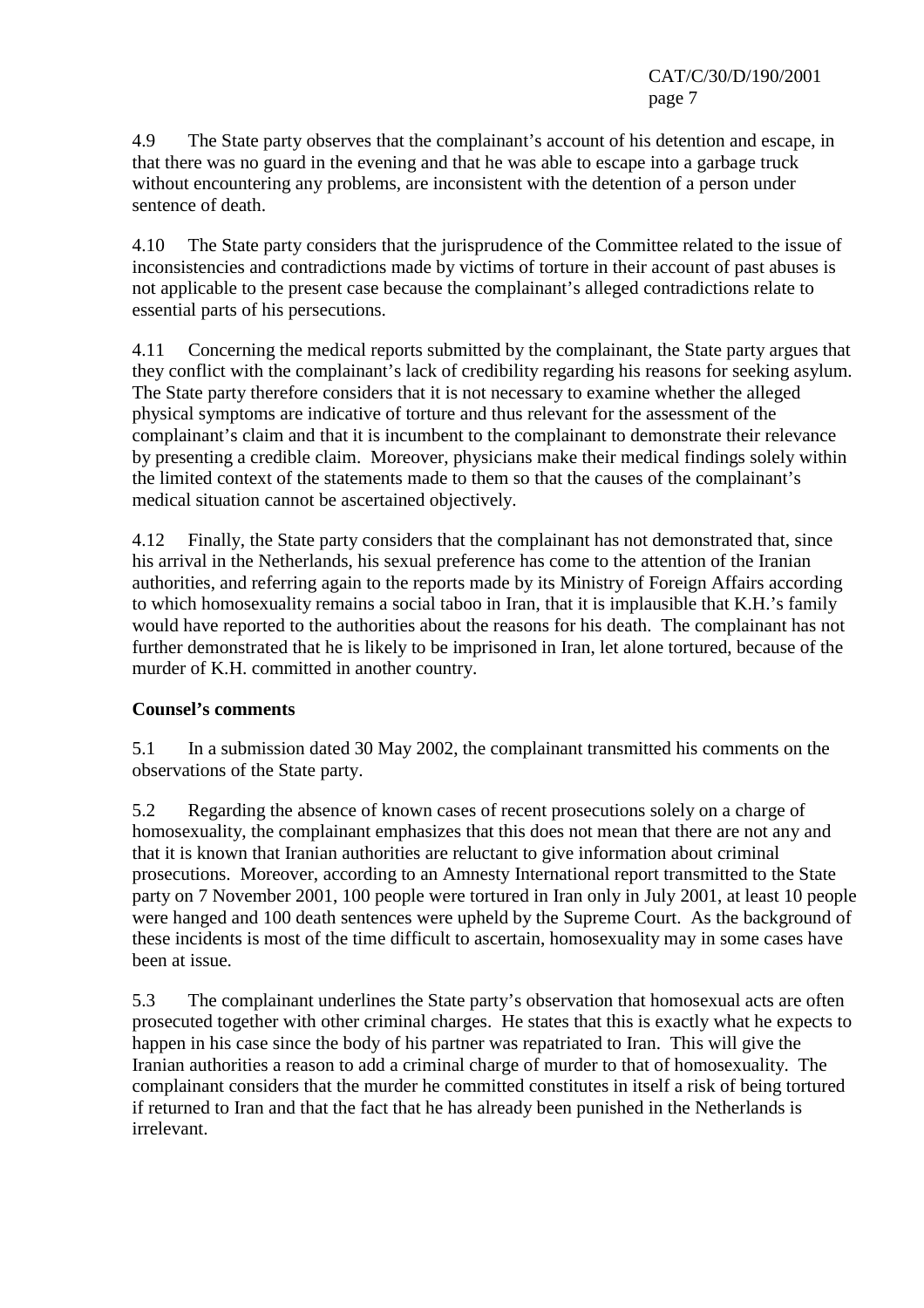4.9 The State party observes that the complainant's account of his detention and escape, in that there was no guard in the evening and that he was able to escape into a garbage truck without encountering any problems, are inconsistent with the detention of a person under sentence of death.

4.10 The State party considers that the jurisprudence of the Committee related to the issue of inconsistencies and contradictions made by victims of torture in their account of past abuses is not applicable to the present case because the complainant's alleged contradictions relate to essential parts of his persecutions.

4.11 Concerning the medical reports submitted by the complainant, the State party argues that they conflict with the complainant's lack of credibility regarding his reasons for seeking asylum. The State party therefore considers that it is not necessary to examine whether the alleged physical symptoms are indicative of torture and thus relevant for the assessment of the complainant's claim and that it is incumbent to the complainant to demonstrate their relevance by presenting a credible claim. Moreover, physicians make their medical findings solely within the limited context of the statements made to them so that the causes of the complainant's medical situation cannot be ascertained objectively.

4.12 Finally, the State party considers that the complainant has not demonstrated that, since his arrival in the Netherlands, his sexual preference has come to the attention of the Iranian authorities, and referring again to the reports made by its Ministry of Foreign Affairs according to which homosexuality remains a social taboo in Iran, that it is implausible that K.H.'s family would have reported to the authorities about the reasons for his death. The complainant has not further demonstrated that he is likely to be imprisoned in Iran, let alone tortured, because of the murder of K.H. committed in another country.

**Counsel's comments**

5.1 In a submission dated 30 May 2002, the complainant transmitted his comments on the observations of the State party.

5.2 Regarding the absence of known cases of recent prosecutions solely on a charge of homosexuality, the complainant emphasizes that this does not mean that there are not any and that it is known that Iranian authorities are reluctant to give information about criminal prosecutions. Moreover, according to an Amnesty International report transmitted to the State party on 7 November 2001, 100 people were tortured in Iran only in July 2001, at least 10 people were hanged and 100 death sentences were upheld by the Supreme Court. As the background of these incidents is most of the time difficult to ascertain, homosexuality may in some cases have been at issue.

5.3 The complainant underlines the State party's observation that homosexual acts are often prosecuted together with other criminal charges. He states that this is exactly what he expects to happen in his case since the body of his partner was repatriated to Iran. This will give the Iranian authorities a reason to add a criminal charge of murder to that of homosexuality. The complainant considers that the murder he committed constitutes in itself a risk of being tortured if returned to Iran and that the fact that he has already been punished in the Netherlands is irrelevant.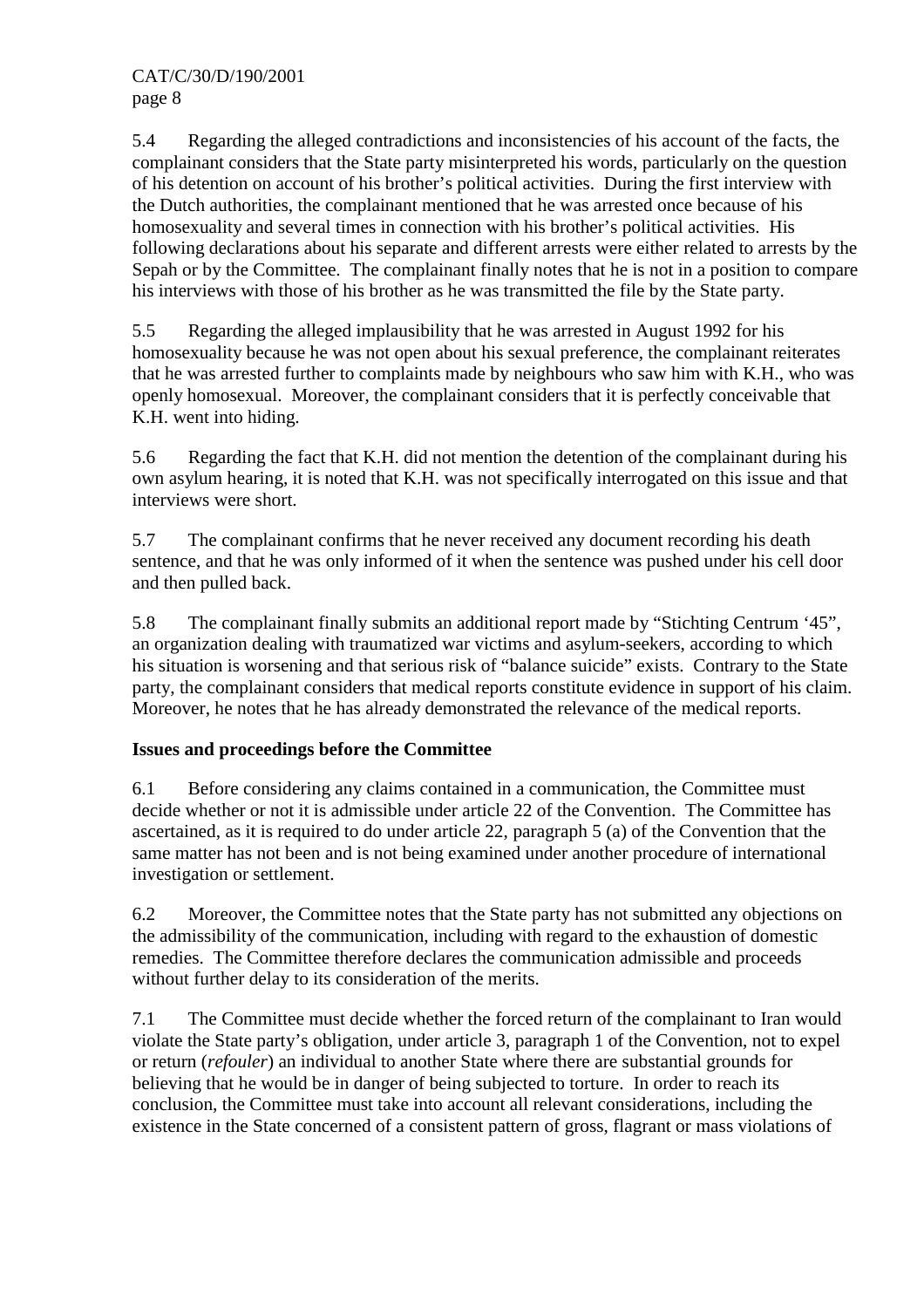5.4 Regarding the alleged contradictions and inconsistencies of his account of the facts, the complainant considers that the State party misinterpreted his words, particularly on the question of his detention on account of his brother's political activities. During the first interview with the Dutch authorities, the complainant mentioned that he was arrested once because of his homosexuality and several times in connection with his brother's political activities. His following declarations about his separate and different arrests were either related to arrests by the Sepah or by the Committee. The complainant finally notes that he is not in a position to compare his interviews with those of his brother as he was transmitted the file by the State party.

5.5 Regarding the alleged implausibility that he was arrested in August 1992 for his homosexuality because he was not open about his sexual preference, the complainant reiterates that he was arrested further to complaints made by neighbours who saw him with K.H., who was openly homosexual. Moreover, the complainant considers that it is perfectly conceivable that K.H. went into hiding.

5.6 Regarding the fact that K.H. did not mention the detention of the complainant during his own asylum hearing, it is noted that K.H. was not specifically interrogated on this issue and that interviews were short.

5.7 The complainant confirms that he never received any document recording his death sentence, and that he was only informed of it when the sentence was pushed under his cell door and then pulled back.

5.8 The complainant finally submits an additional report made by "Stichting Centrum '45", an organization dealing with traumatized war victims and asylum-seekers, according to which his situation is worsening and that serious risk of "balance suicide" exists. Contrary to the State party, the complainant considers that medical reports constitute evidence in support of his claim. Moreover, he notes that he has already demonstrated the relevance of the medical reports.

**Issues and proceedings before the Committee**

6.1 Before considering any claims contained in a communication, the Committee must decide whether or not it is admissible under article 22 of the Convention. The Committee has ascertained, as it is required to do under article 22, paragraph 5 (a) of the Convention that the same matter has not been and is not being examined under another procedure of international investigation or settlement.

6.2 Moreover, the Committee notes that the State party has not submitted any objections on the admissibility of the communication, including with regard to the exhaustion of domestic remedies. The Committee therefore declares the communication admissible and proceeds without further delay to its consideration of the merits.

7.1 The Committee must decide whether the forced return of the complainant to Iran would violate the State party's obligation, under article 3, paragraph 1 of the Convention, not to expel or return (*refouler*) an individual to another State where there are substantial grounds for believing that he would be in danger of being subjected to torture. In order to reach its conclusion, the Committee must take into account all relevant considerations, including the existence in the State concerned of a consistent pattern of gross, flagrant or mass violations of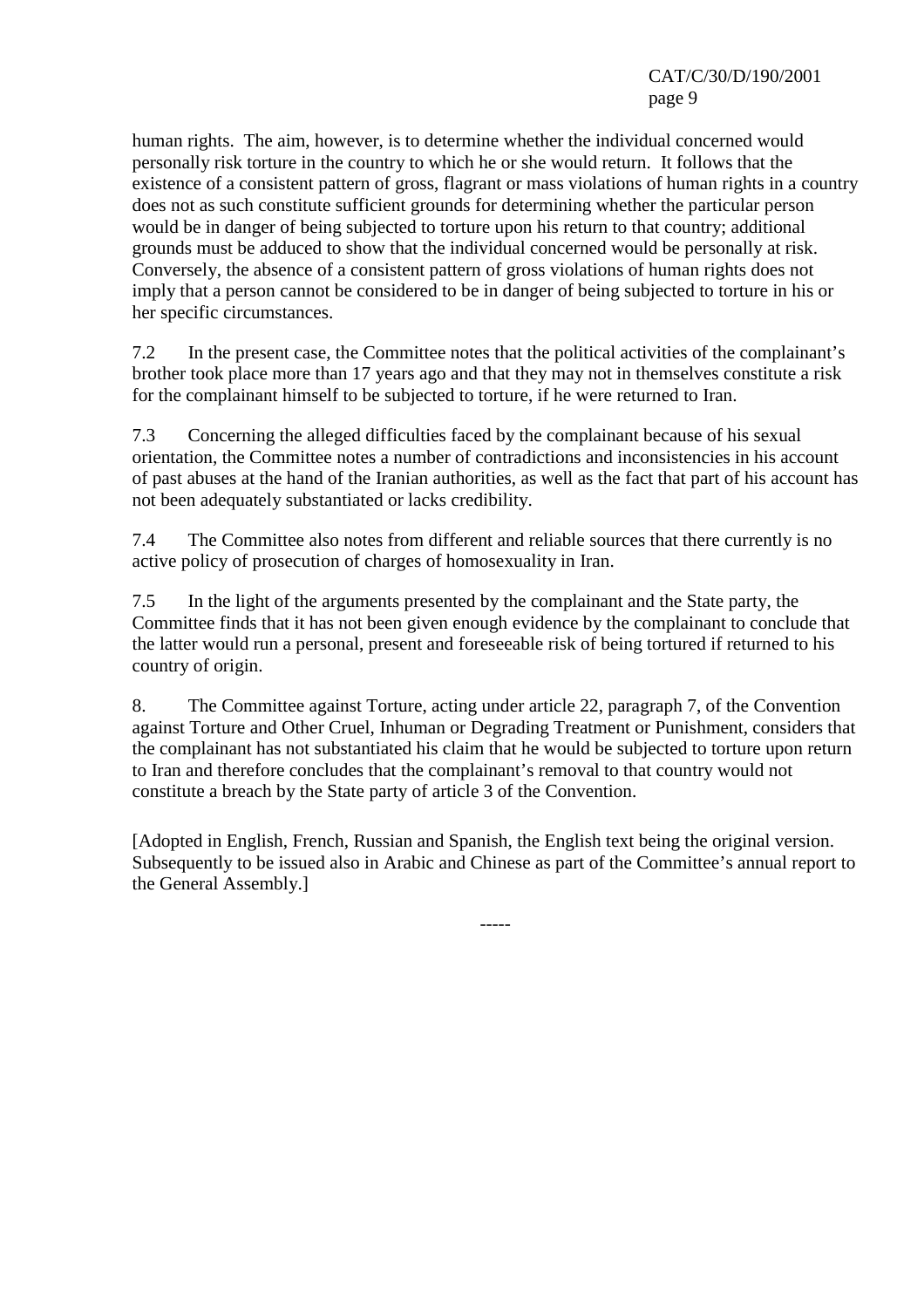human rights. The aim, however, is to determine whether the individual concerned would personally risk torture in the country to which he or she would return. It follows that the existence of a consistent pattern of gross, flagrant or mass violations of human rights in a country does not as such constitute sufficient grounds for determining whether the particular person would be in danger of being subjected to torture upon his return to that country; additional grounds must be adduced to show that the individual concerned would be personally at risk. Conversely, the absence of a consistent pattern of gross violations of human rights does not imply that a person cannot be considered to be in danger of being subjected to torture in his or her specific circumstances.

7.2 In the present case, the Committee notes that the political activities of the complainant's brother took place more than 17 years ago and that they may not in themselves constitute a risk for the complainant himself to be subjected to torture, if he were returned to Iran.

7.3 Concerning the alleged difficulties faced by the complainant because of his sexual orientation, the Committee notes a number of contradictions and inconsistencies in his account of past abuses at the hand of the Iranian authorities, as well as the fact that part of his account has not been adequately substantiated or lacks credibility.

7.4 The Committee also notes from different and reliable sources that there currently is no active policy of prosecution of charges of homosexuality in Iran.

7.5 In the light of the arguments presented by the complainant and the State party, the Committee finds that it has not been given enough evidence by the complainant to conclude that the latter would run a personal, present and foreseeable risk of being tortured if returned to his country of origin.

8. The Committee against Torture, acting under article 22, paragraph 7, of the Convention against Torture and Other Cruel, Inhuman or Degrading Treatment or Punishment, considers that the complainant has not substantiated his claim that he would be subjected to torture upon return to Iran and therefore concludes that the complainant's removal to that country would not constitute a breach by the State party of article 3 of the Convention.

[Adopted in English, French, Russian and Spanish, the English text being the original version. Subsequently to be issued also in Arabic and Chinese as part of the Committee's annual report to the General Assembly.]

-----